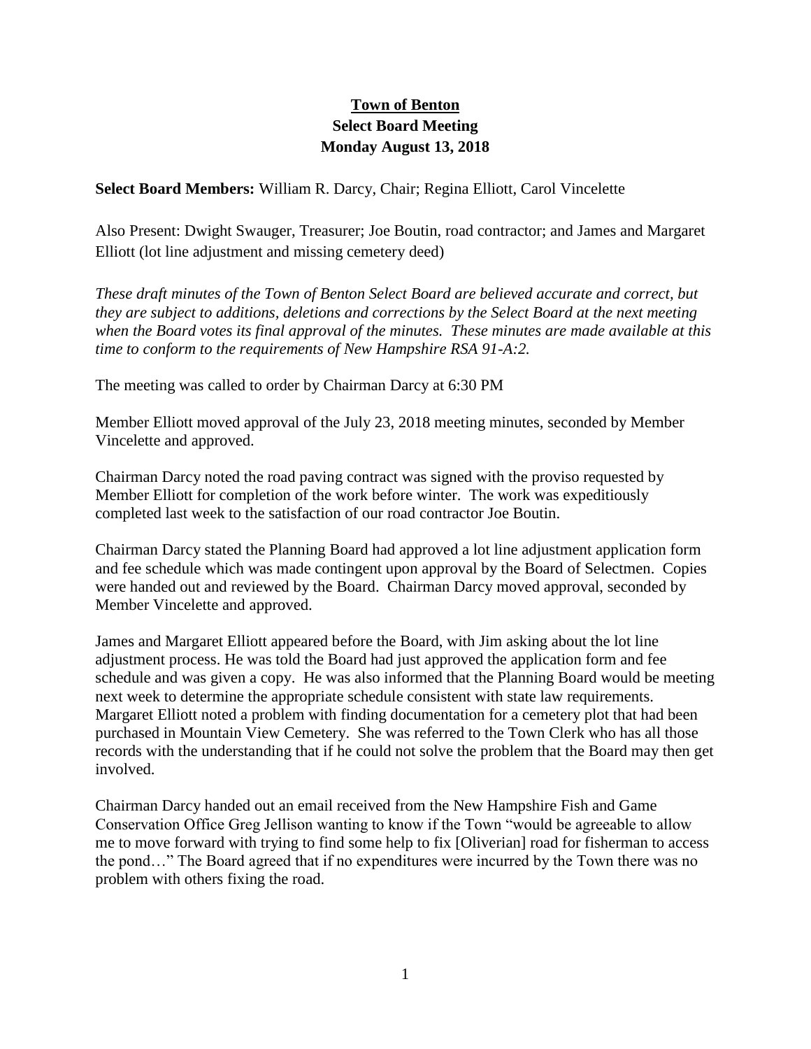# Town of Benton
## Select Board Meeting
## Monday August 13, 2018

**Select Board Members:** William R. Darcy, Chair; Regina Elliott, Carol Vincelette

Also Present: Dwight Swauger, Treasurer; Joe Boutin, road contractor; and James and Margaret Elliott (lot line adjustment and missing cemetery deed)

*These draft minutes of the Town of Benton Select Board are believed accurate and correct, but they are subject to additions, deletions and corrections by the Select Board at the next meeting when the Board votes its final approval of the minutes. These minutes are made available at this time to conform to the requirements of New Hampshire RSA 91-A:2.*

The meeting was called to order by Chairman Darcy at 6:30 PM

Member Elliott moved approval of the July 23, 2018 meeting minutes, seconded by Member Vincelette and approved.

Chairman Darcy noted the road paving contract was signed with the proviso requested by Member Elliott for completion of the work before winter. The work was expeditiously completed last week to the satisfaction of our road contractor Joe Boutin.

Chairman Darcy stated the Planning Board had approved a lot line adjustment application form and fee schedule which was made contingent upon approval by the Board of Selectmen. Copies were handed out and reviewed by the Board. Chairman Darcy moved approval, seconded by Member Vincelette and approved.

James and Margaret Elliott appeared before the Board, with Jim asking about the lot line adjustment process. He was told the Board had just approved the application form and fee schedule and was given a copy. He was also informed that the Planning Board would be meeting next week to determine the appropriate schedule consistent with state law requirements. Margaret Elliott noted a problem with finding documentation for a cemetery plot that had been purchased in Mountain View Cemetery. She was referred to the Town Clerk who has all those records with the understanding that if he could not solve the problem that the Board may then get involved.

Chairman Darcy handed out an email received from the New Hampshire Fish and Game Conservation Office Greg Jellison wanting to know if the Town "would be agreeable to allow me to move forward with trying to find some help to fix [Oliverian] road for fisherman to access the pond…" The Board agreed that if no expenditures were incurred by the Town there was no problem with others fixing the road.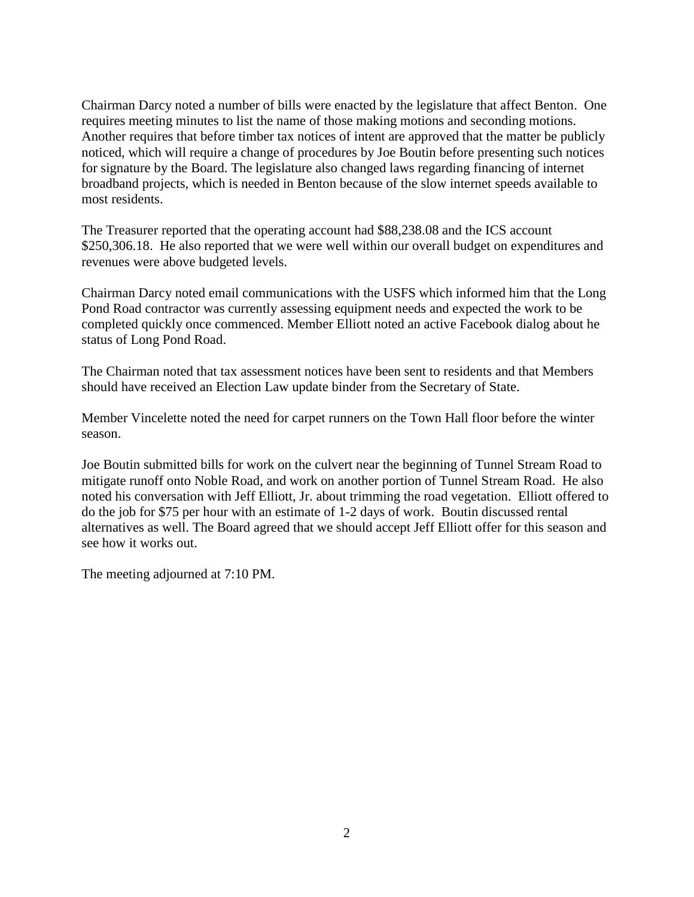Chairman Darcy noted a number of bills were enacted by the legislature that affect Benton. One requires meeting minutes to list the name of those making motions and seconding motions. Another requires that before timber tax notices of intent are approved that the matter be publicly noticed, which will require a change of procedures by Joe Boutin before presenting such notices for signature by the Board. The legislature also changed laws regarding financing of internet broadband projects, which is needed in Benton because of the slow internet speeds available to most residents.

The Treasurer reported that the operating account had $88,238.08 and the ICS account $250,306.18. He also reported that we were well within our overall budget on expenditures and revenues were above budgeted levels.

Chairman Darcy noted email communications with the USFS which informed him that the Long Pond Road contractor was currently assessing equipment needs and expected the work to be completed quickly once commenced. Member Elliott noted an active Facebook dialog about he status of Long Pond Road.

The Chairman noted that tax assessment notices have been sent to residents and that Members should have received an Election Law update binder from the Secretary of State.

Member Vincelette noted the need for carpet runners on the Town Hall floor before the winter season.

Joe Boutin submitted bills for work on the culvert near the beginning of Tunnel Stream Road to mitigate runoff onto Noble Road, and work on another portion of Tunnel Stream Road. He also noted his conversation with Jeff Elliott, Jr. about trimming the road vegetation. Elliott offered to do the job for $75 per hour with an estimate of 1-2 days of work. Boutin discussed rental alternatives as well. The Board agreed that we should accept Jeff Elliott offer for this season and see how it works out.

The meeting adjourned at 7:10 PM.